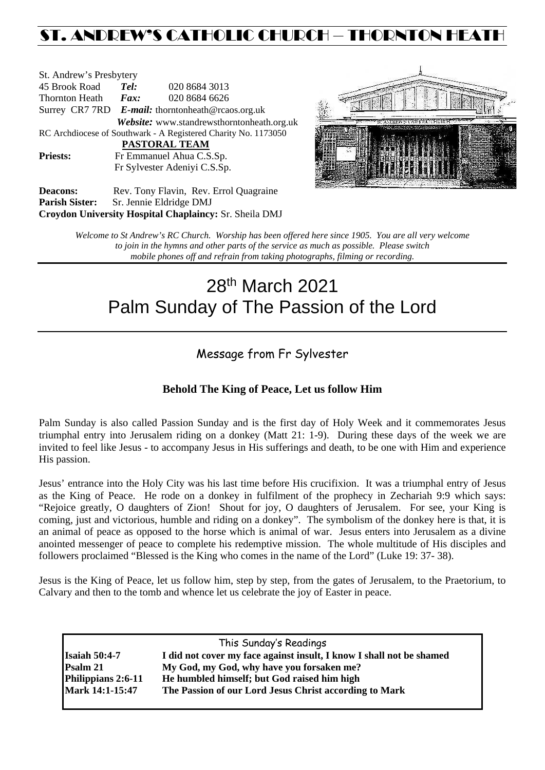# ST. ANDREW'S CATHOLIC CHURCH – THORNTON HEATH

St. Andrew's Presbytery
45 Brook Road *Tel:* 020 8684 3013
Thornton Heath *Fax:* 020 8684 6626
Surrey CR7 7RD *E-mail:* thorntonheath@rcaos.org.uk
*Website:* www.standrewsthorntonheath.org.uk
RC Archdiocese of Southwark - A Registered Charity No. 1173050

**PASTORAL TEAM**

**Priests:** Fr Emmanuel Ahua C.S.Sp.
Fr Sylvester Adeniyi C.S.Sp.

**Deacons:** Rev. Tony Flavin, Rev. Errol Quagraine
**Parish Sister:** Sr. Jennie Eldridge DMJ
**Croydon University Hospital Chaplaincy:** Sr. Sheila DMJ

*Welcome to St Andrew's RC Church. Worship has been offered here since 1905. You are all very welcome to join in the hymns and other parts of the service as much as possible. Please switch mobile phones off and refrain from taking photographs, filming or recording.*

# 28th March 2021
# Palm Sunday of The Passion of the Lord

## Message from Fr Sylvester

### Behold The King of Peace, Let us follow Him

Palm Sunday is also called Passion Sunday and is the first day of Holy Week and it commemorates Jesus triumphal entry into Jerusalem riding on a donkey (Matt 21: 1-9). During these days of the week we are invited to feel like Jesus - to accompany Jesus in His sufferings and death, to be one with Him and experience His passion.

Jesus' entrance into the Holy City was his last time before His crucifixion. It was a triumphal entry of Jesus as the King of Peace. He rode on a donkey in fulfilment of the prophecy in Zechariah 9:9 which says: "Rejoice greatly, O daughters of Zion! Shout for joy, O daughters of Jerusalem. For see, your King is coming, just and victorious, humble and riding on a donkey". The symbolism of the donkey here is that, it is an animal of peace as opposed to the horse which is animal of war. Jesus enters into Jerusalem as a divine anointed messenger of peace to complete his redemptive mission. The whole multitude of His disciples and followers proclaimed "Blessed is the King who comes in the name of the Lord" (Luke 19: 37- 38).

Jesus is the King of Peace, let us follow him, step by step, from the gates of Jerusalem, to the Praetorium, to Calvary and then to the tomb and whence let us celebrate the joy of Easter in peace.

This Sunday's Readings

| | |
|---|---|
| **Isaiah 50:4-7** | **I did not cover my face against insult, I know I shall not be shamed** |
| **Psalm 21** | **My God, my God, why have you forsaken me?** |
| **Philippians 2:6-11** | **He humbled himself; but God raised him high** |
| **Mark 14:1-15:47** | **The Passion of our Lord Jesus Christ according to Mark** |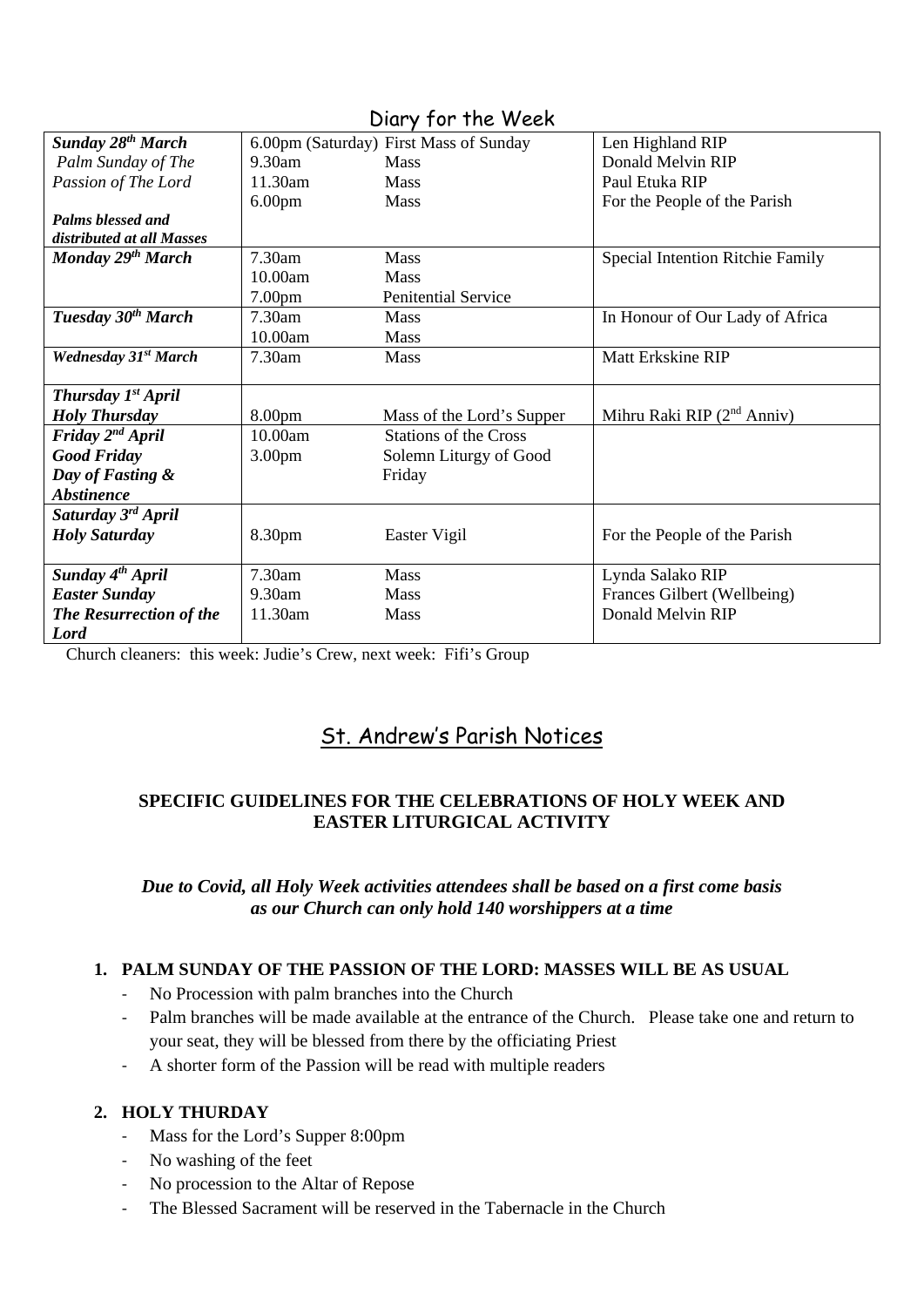## Diary for the Week

| | | | |
|---|---|---|---|
| ***Sunday 28th March*** *Palm Sunday of The Passion of The Lord* ***Palms blessed and distributed at all Masses*** | 6.00pm (Saturday)<br>9.30am<br>11.30am<br>6.00pm | First Mass of Sunday<br>Mass<br>Mass<br>Mass | Len Highland RIP<br>Donald Melvin RIP<br>Paul Etuka RIP<br>For the People of the Parish |
| ***Monday 29th March*** | 7.30am<br>10.00am<br>7.00pm | Mass<br>Mass<br>Penitential Service | Special Intention Ritchie Family |
| ***Tuesday 30th March*** | 7.30am<br>10.00am | Mass<br>Mass | In Honour of Our Lady of Africa |
| ***Wednesday 31st March*** | 7.30am | Mass | Matt Erkskine RIP |
| ***Thursday 1st April Holy Thursday*** | 8.00pm | Mass of the Lord's Supper | Mihru Raki RIP (2nd Anniv) |
| ***Friday 2nd April Good Friday Day of Fasting & Abstinence*** | 10.00am<br>3.00pm | Stations of the Cross<br>Solemn Liturgy of Good Friday | |
| ***Saturday 3rd April Holy Saturday*** | 8.30pm | Easter Vigil | For the People of the Parish |
| ***Sunday 4th April Easter Sunday The Resurrection of the Lord*** | 7.30am<br>9.30am<br>11.30am | Mass<br>Mass<br>Mass | Lynda Salako RIP<br>Frances Gilbert (Wellbeing)<br>Donald Melvin RIP |

Church cleaners: this week: Judie's Crew, next week: Fifi's Group

## St. Andrew's Parish Notices

### SPECIFIC GUIDELINES FOR THE CELEBRATIONS OF HOLY WEEK AND EASTER LITURGICAL ACTIVITY

***Due to Covid, all Holy Week activities attendees shall be based on a first come basis as our Church can only hold 140 worshippers at a time***

1. **PALM SUNDAY OF THE PASSION OF THE LORD: MASSES WILL BE AS USUAL**
   - No Procession with palm branches into the Church
   - Palm branches will be made available at the entrance of the Church. Please take one and return to your seat, they will be blessed from there by the officiating Priest
   - A shorter form of the Passion will be read with multiple readers

2. **HOLY THURDAY**
   - Mass for the Lord's Supper 8:00pm
   - No washing of the feet
   - No procession to the Altar of Repose
   - The Blessed Sacrament will be reserved in the Tabernacle in the Church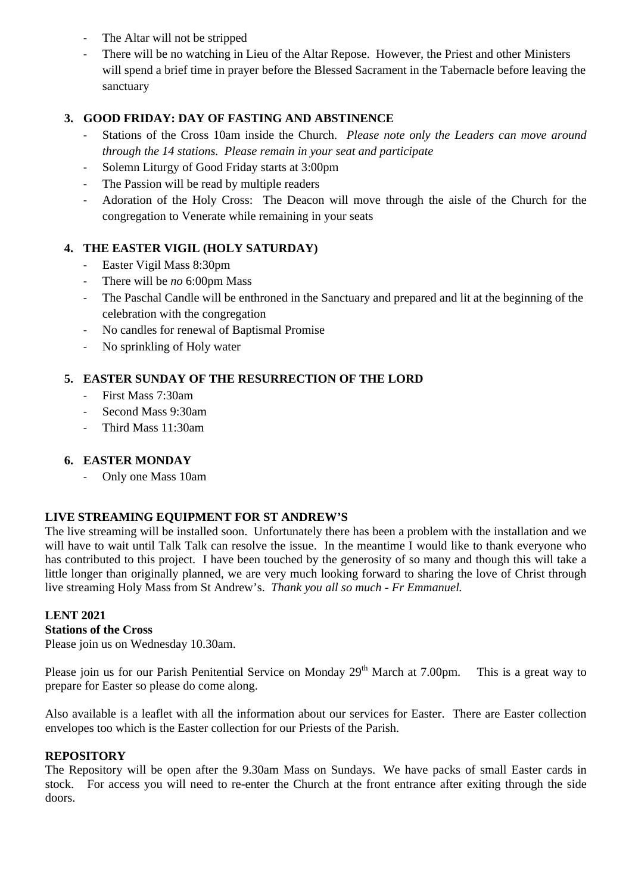- The Altar will not be stripped
- There will be no watching in Lieu of the Altar Repose. However, the Priest and other Ministers will spend a brief time in prayer before the Blessed Sacrament in the Tabernacle before leaving the sanctuary

3. **GOOD FRIDAY: DAY OF FASTING AND ABSTINENCE**
   - Stations of the Cross 10am inside the Church. *Please note only the Leaders can move around through the 14 stations. Please remain in your seat and participate*
   - Solemn Liturgy of Good Friday starts at 3:00pm
   - The Passion will be read by multiple readers
   - Adoration of the Holy Cross: The Deacon will move through the aisle of the Church for the congregation to Venerate while remaining in your seats

4. **THE EASTER VIGIL (HOLY SATURDAY)**
   - Easter Vigil Mass 8:30pm
   - There will be *no* 6:00pm Mass
   - The Paschal Candle will be enthroned in the Sanctuary and prepared and lit at the beginning of the celebration with the congregation
   - No candles for renewal of Baptismal Promise
   - No sprinkling of Holy water

5. **EASTER SUNDAY OF THE RESURRECTION OF THE LORD**
   - First Mass 7:30am
   - Second Mass 9:30am
   - Third Mass 11:30am

6. **EASTER MONDAY**
   - Only one Mass 10am

**LIVE STREAMING EQUIPMENT FOR ST ANDREW'S**

The live streaming will be installed soon. Unfortunately there has been a problem with the installation and we will have to wait until Talk Talk can resolve the issue. In the meantime I would like to thank everyone who has contributed to this project. I have been touched by the generosity of so many and though this will take a little longer than originally planned, we are very much looking forward to sharing the love of Christ through live streaming Holy Mass from St Andrew's. *Thank you all so much - Fr Emmanuel.*

**LENT 2021**

**Stations of the Cross**

Please join us on Wednesday 10.30am.

Please join us for our Parish Penitential Service on Monday 29th March at 7.00pm. This is a great way to prepare for Easter so please do come along.

Also available is a leaflet with all the information about our services for Easter. There are Easter collection envelopes too which is the Easter collection for our Priests of the Parish.

**REPOSITORY**

The Repository will be open after the 9.30am Mass on Sundays. We have packs of small Easter cards in stock. For access you will need to re-enter the Church at the front entrance after exiting through the side doors.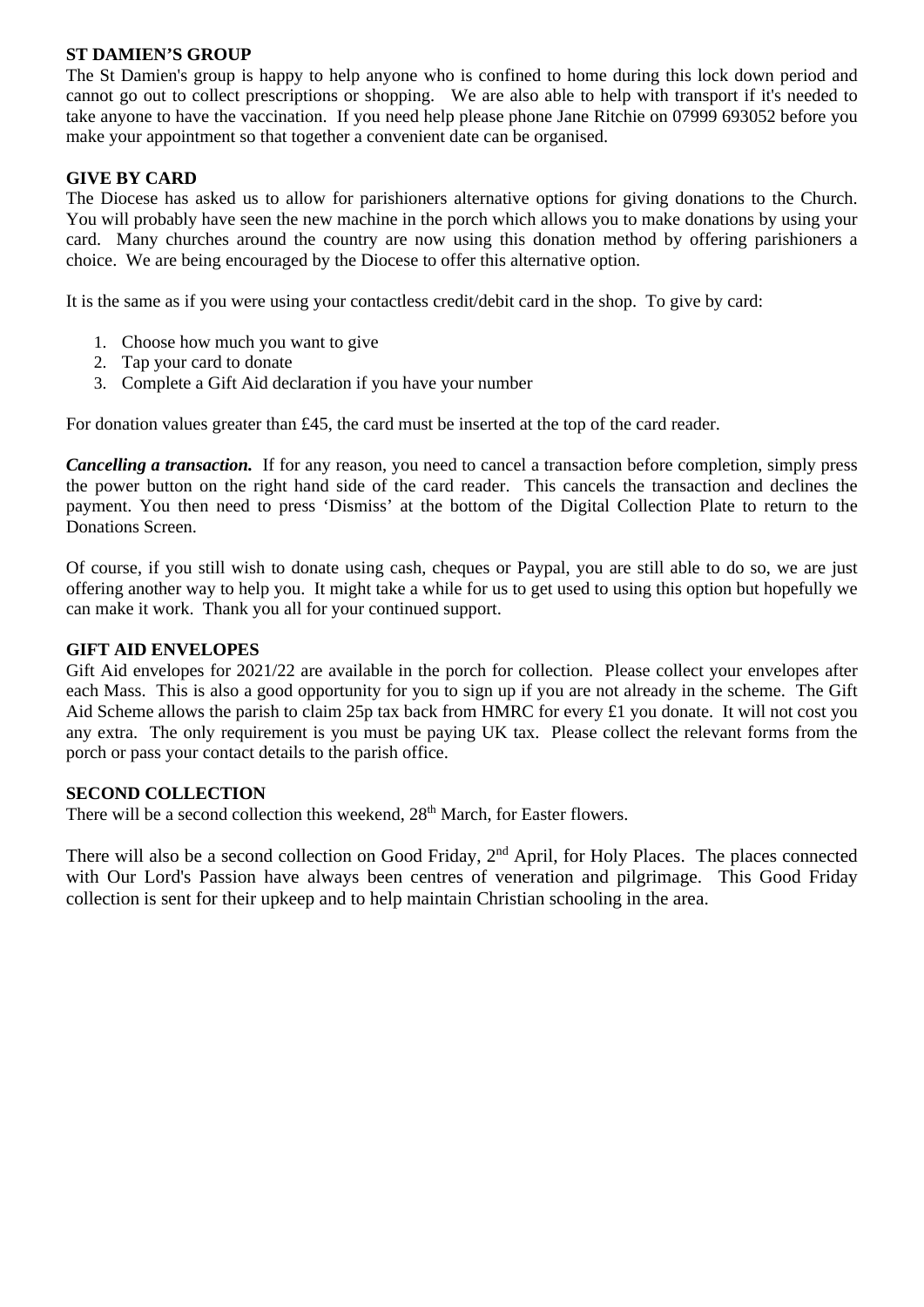**ST DAMIEN'S GROUP**

The St Damien's group is happy to help anyone who is confined to home during this lock down period and cannot go out to collect prescriptions or shopping. We are also able to help with transport if it's needed to take anyone to have the vaccination. If you need help please phone Jane Ritchie on 07999 693052 before you make your appointment so that together a convenient date can be organised.

**GIVE BY CARD**

The Diocese has asked us to allow for parishioners alternative options for giving donations to the Church. You will probably have seen the new machine in the porch which allows you to make donations by using your card. Many churches around the country are now using this donation method by offering parishioners a choice. We are being encouraged by the Diocese to offer this alternative option.

It is the same as if you were using your contactless credit/debit card in the shop. To give by card:

1. Choose how much you want to give
2. Tap your card to donate
3. Complete a Gift Aid declaration if you have your number

For donation values greater than £45, the card must be inserted at the top of the card reader.

***Cancelling a transaction.*** If for any reason, you need to cancel a transaction before completion, simply press the power button on the right hand side of the card reader. This cancels the transaction and declines the payment. You then need to press 'Dismiss' at the bottom of the Digital Collection Plate to return to the Donations Screen.

Of course, if you still wish to donate using cash, cheques or Paypal, you are still able to do so, we are just offering another way to help you. It might take a while for us to get used to using this option but hopefully we can make it work. Thank you all for your continued support.

**GIFT AID ENVELOPES**

Gift Aid envelopes for 2021/22 are available in the porch for collection. Please collect your envelopes after each Mass. This is also a good opportunity for you to sign up if you are not already in the scheme. The Gift Aid Scheme allows the parish to claim 25p tax back from HMRC for every £1 you donate. It will not cost you any extra. The only requirement is you must be paying UK tax. Please collect the relevant forms from the porch or pass your contact details to the parish office.

**SECOND COLLECTION**

There will be a second collection this weekend, 28th March, for Easter flowers.

There will also be a second collection on Good Friday, 2nd April, for Holy Places. The places connected with Our Lord's Passion have always been centres of veneration and pilgrimage. This Good Friday collection is sent for their upkeep and to help maintain Christian schooling in the area.